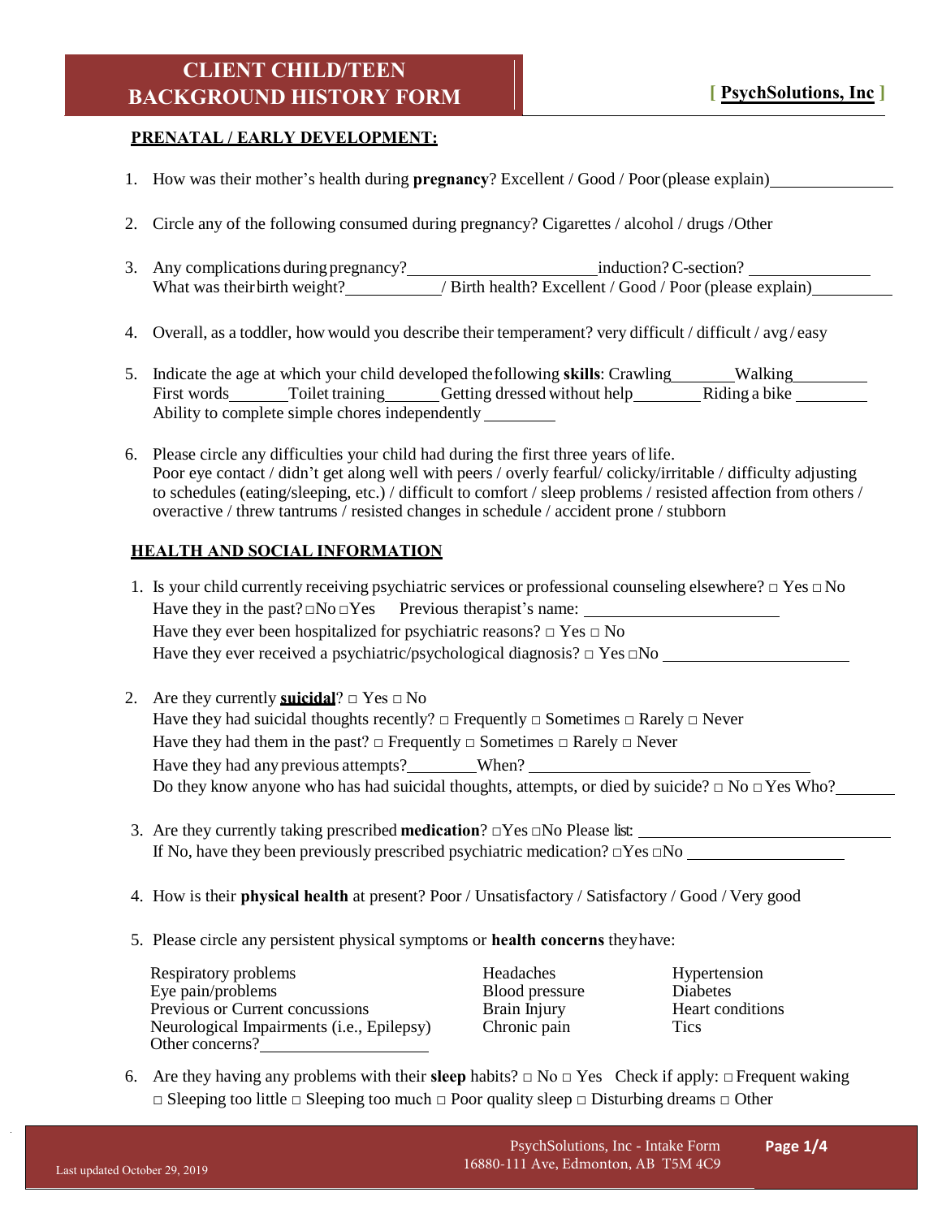# CLIENT CHILD/TEEN BACKGROUND HISTORY FORM

**[ PsychSolutions, Inc ]**

## PRENATAL / EARLY DEVELOPMENT:

1. How was their mother's health during **pregnancy**? Excellent / Good / Poor (please explain)\_\_\_\_\_\_\_\_\_\_\_\_\_\_

2. Circle any of the following consumed during pregnancy? Cigarettes / alcohol / drugs / Other

3. Any complications during pregnancy?\_\_\_\_\_\_\_\_\_\_\_\_\_\_\_\_\_\_\_\_\_\_induction? C-section? \_\_\_\_\_\_\_\_\_\_\_\_\_\_
   What was their birth weight?\_\_\_\_\_\_\_\_\_\_\_\_/ Birth health? Excellent / Good / Poor (please explain)\_\_\_\_\_\_\_\_\_\_

4. Overall, as a toddler, how would you describe their temperament? very difficult / difficult / avg / easy

5. Indicate the age at which your child developed the following **skills**: Crawling\_\_\_\_\_\_\_\_Walking\_\_\_\_\_\_\_\_\_
   First words\_\_\_\_\_\_\_Toilet training\_\_\_\_\_\_\_Getting dressed without help\_\_\_\_\_\_\_\_Riding a bike \_\_\_\_\_\_\_\_\_
   Ability to complete simple chores independently \_\_\_\_\_\_\_\_\_

6. Please circle any difficulties your child had during the first three years of life.
   Poor eye contact / didn't get along well with peers / overly fearful/ colicky/irritable / difficulty adjusting to schedules (eating/sleeping, etc.) / difficult to comfort / sleep problems / resisted affection from others / overactive / threw tantrums / resisted changes in schedule / accident prone / stubborn

## HEALTH AND SOCIAL INFORMATION

1. Is your child currently receiving psychiatric services or professional counseling elsewhere? □ Yes □ No
   Have they in the past? □No □Yes Previous therapist's name: \_\_\_\_\_\_\_\_\_\_\_\_\_\_\_\_\_\_\_\_\_\_\_\_
   Have they ever been hospitalized for psychiatric reasons? □ Yes □ No
   Have they ever received a psychiatric/psychological diagnosis? □ Yes □No \_\_\_\_\_\_\_\_\_\_\_\_\_\_\_\_\_\_\_\_\_\_\_

2. Are they currently **suicidal**? □ Yes □ No
   Have they had suicidal thoughts recently? □ Frequently □ Sometimes □ Rarely □ Never
   Have they had them in the past? □ Frequently □ Sometimes □ Rarely □ Never
   Have they had any previous attempts?\_\_\_\_\_\_\_\_\_When? \_\_\_\_\_\_\_\_\_\_\_\_\_\_\_\_\_\_\_\_\_\_\_\_\_\_\_\_\_\_\_\_\_\_\_
   Do they know anyone who has had suicidal thoughts, attempts, or died by suicide? □ No □ Yes Who?\_\_\_\_\_\_\_

3. Are they currently taking prescribed **medication**? □Yes □No Please list: \_\_\_\_\_\_\_\_\_\_\_\_\_\_\_\_\_\_\_\_\_\_\_\_\_\_\_\_\_\_\_
   If No, have they been previously prescribed psychiatric medication? □Yes □No \_\_\_\_\_\_\_\_\_\_\_\_\_\_\_\_\_\_\_\_

4. How is their **physical health** at present? Poor / Unsatisfactory / Satisfactory / Good / Very good

5. Please circle any persistent physical symptoms or **health concerns** they have:

   Respiratory problems / Eye pain/problems / Previous or Current concussions / Neurological Impairments (i.e., Epilepsy) / Headaches / Blood pressure / Brain Injury / Chronic pain / Hypertension / Diabetes / Heart conditions / Tics

   Other concerns?\_\_\_\_\_\_\_\_\_\_\_\_\_\_\_\_\_\_\_\_\_\_

6. Are they having any problems with their **sleep** habits? □ No □ Yes Check if apply: □ Frequent waking
   □ Sleeping too little □ Sleeping too much □ Poor quality sleep □ Disturbing dreams □ Other

Last updated October 29, 2019

PsychSolutions, Inc - Intake Form
16880-111 Ave, Edmonton, AB T5M 4C9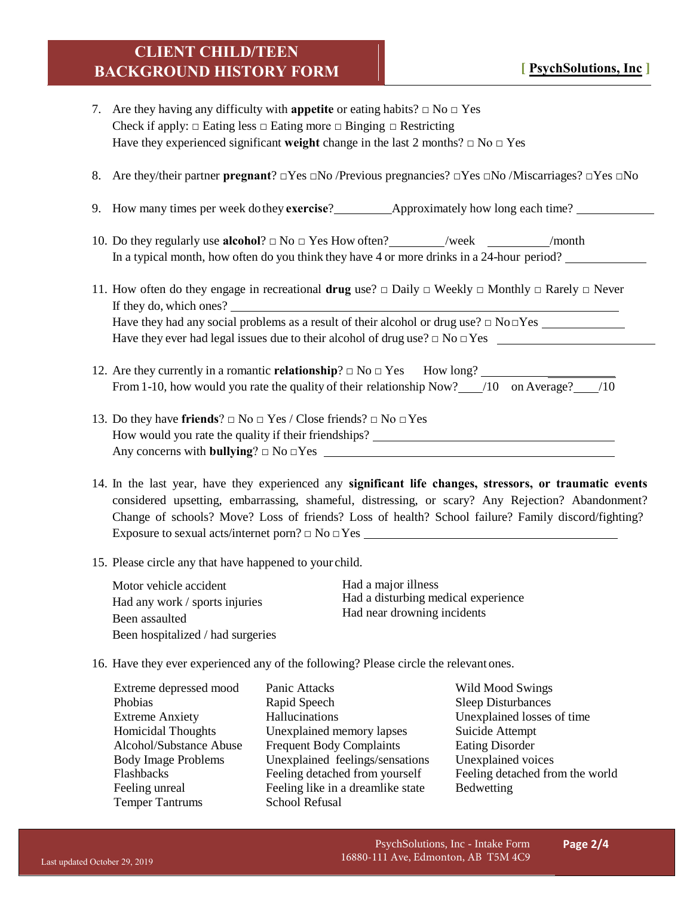7. Are they having any difficulty with **appetite** or eating habits? □ No □ Yes
   Check if apply: □ Eating less □ Eating more □ Binging □ Restricting
   Have they experienced significant **weight** change in the last 2 months? □ No □ Yes

8. Are they/their partner **pregnant**? □Yes □No /Previous pregnancies? □Yes □No /Miscarriages? □Yes □No

9. How many times per week do they **exercise**?__________ Approximately how long each time? ____________

10. Do they regularly use **alcohol**? □ No □ Yes How often?_________/week __________/month
    In a typical month, how often do you think they have 4 or more drinks in a 24-hour period? ____________

11. How often do they engage in recreational **drug** use? □ Daily □ Weekly □ Monthly □ Rarely □ Never
    If they do, which ones? ____________________________________________________________
    Have they had any social problems as a result of their alcohol or drug use? □ No □Yes ____________
    Have they ever had legal issues due to their alcohol of drug use? □ No □ Yes ______________________

12. Are they currently in a romantic **relationship**? □ No □ Yes How long? ______________________
    From 1-10, how would you rate the quality of their relationship Now?____/10 on Average?____/10

13. Do they have **friends**? □ No □ Yes / Close friends? □ No □Yes
    How would you rate the quality if their friendships? _______________________________________
    Any concerns with **bullying**? □ No □Yes ___________________________________________

14. In the last year, have they experienced any **significant life changes, stressors, or traumatic events** considered upsetting, embarrassing, shameful, distressing, or scary? Any Rejection? Abandonment? Change of schools? Move? Loss of friends? Loss of health? School failure? Family discord/fighting? Exposure to sexual acts/internet porn? □ No □Yes ____________________________________

15. Please circle any that have happened to your child.

    Motor vehicle accident
    Had any work / sports injuries
    Been assaulted
    Been hospitalized / had surgeries
    Had a major illness
    Had a disturbing medical experience
    Had near drowning incidents

16. Have they ever experienced any of the following? Please circle the relevant ones.

| | | |
|---|---|---|
| Extreme depressed mood | Panic Attacks | Wild Mood Swings |
| Phobias | Rapid Speech | Sleep Disturbances |
| Extreme Anxiety | Hallucinations | Unexplained losses of time |
| Homicidal Thoughts | Unexplained memory lapses | Suicide Attempt |
| Alcohol/Substance Abuse | Frequent Body Complaints | Eating Disorder |
| Body Image Problems | Unexplained feelings/sensations | Unexplained voices |
| Flashbacks | Feeling detached from yourself | Feeling detached from the world |
| Feeling unreal | Feeling like in a dreamlike state | Bedwetting |
| Temper Tantrums | School Refusal | |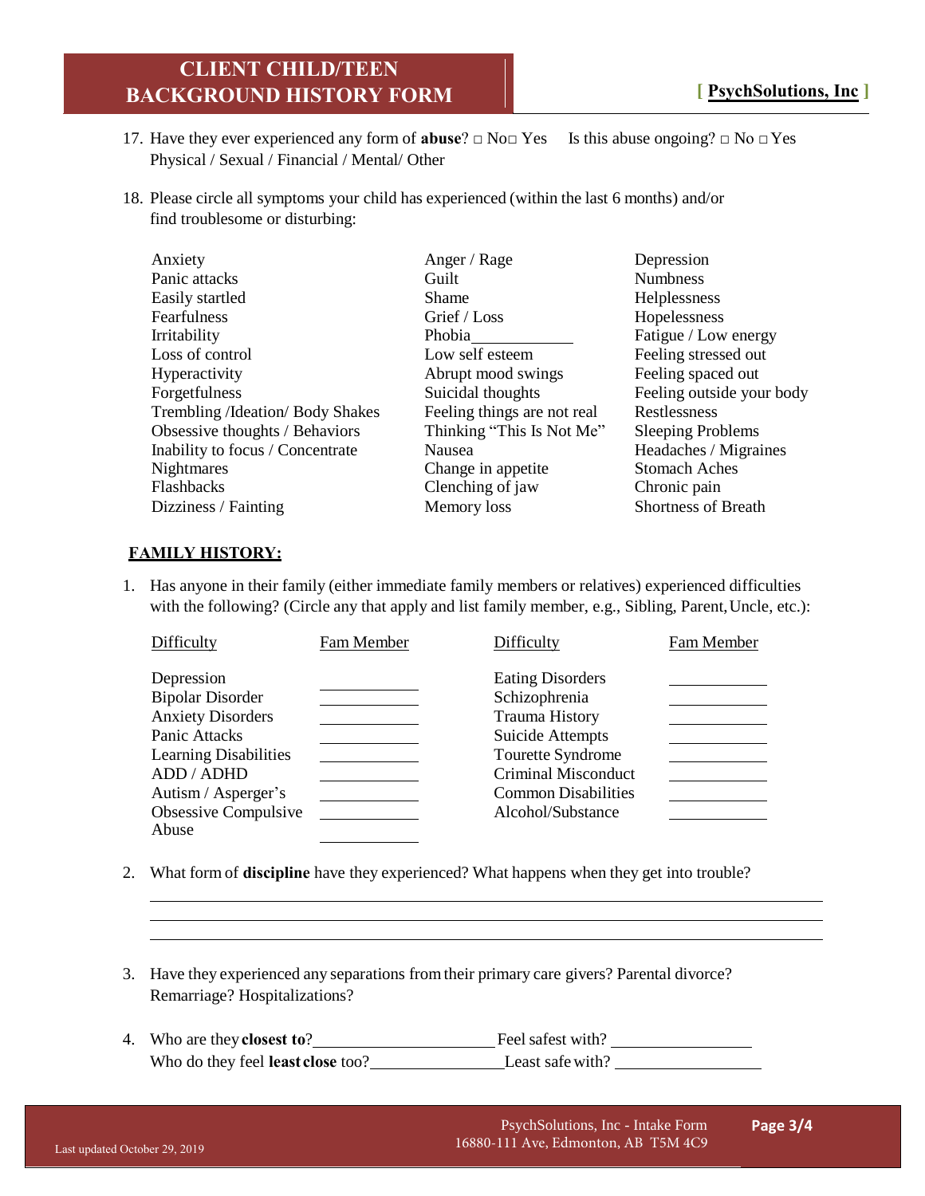17. Have they ever experienced any form of **abuse**? □ No□ Yes  Is this abuse ongoing? □ No □ Yes
    Physical / Sexual / Financial / Mental/ Other

18. Please circle all symptoms your child has experienced (within the last 6 months) and/or find troublesome or disturbing:

| | | |
|---|---|---|
| Anxiety | Anger / Rage | Depression |
| Panic attacks | Guilt | Numbness |
| Easily startled | Shame | Helplessness |
| Fearfulness | Grief / Loss | Hopelessness |
| Irritability | Phobia____________ | Fatigue / Low energy |
| Loss of control | Low self esteem | Feeling stressed out |
| Hyperactivity | Abrupt mood swings | Feeling spaced out |
| Forgetfulness | Suicidal thoughts | Feeling outside your body |
| Trembling /Ideation/ Body Shakes | Feeling things are not real | Restlessness |
| Obsessive thoughts / Behaviors | Thinking "This Is Not Me" | Sleeping Problems |
| Inability to focus / Concentrate | Nausea | Headaches / Migraines |
| Nightmares | Change in appetite | Stomach Aches |
| Flashbacks | Clenching of jaw | Chronic pain |
| Dizziness / Fainting | Memory loss | Shortness of Breath |

## FAMILY HISTORY:

1. Has anyone in their family (either immediate family members or relatives) experienced difficulties with the following? (Circle any that apply and list family member, e.g., Sibling, Parent, Uncle, etc.):

| Difficulty | Fam Member | Difficulty | Fam Member |
|---|---|---|---|
| Depression | ____________ | Eating Disorders | ____________ |
| Bipolar Disorder | ____________ | Schizophrenia | ____________ |
| Anxiety Disorders | ____________ | Trauma History | ____________ |
| Panic Attacks | ____________ | Suicide Attempts | ____________ |
| Learning Disabilities | ____________ | Tourette Syndrome | ____________ |
| ADD / ADHD | ____________ | Criminal Misconduct | ____________ |
| Autism / Asperger's | ____________ | Common Disabilities | ____________ |
| Obsessive Compulsive | ____________ | Alcohol/Substance | ____________ |
| Abuse | ____________ | | |

2. What form of **discipline** have they experienced? What happens when they get into trouble?

______________________________________________________________________________
______________________________________________________________________________
______________________________________________________________________________

3. Have they experienced any separations from their primary care givers? Parental divorce? Remarriage? Hospitalizations?

4. Who are they **closest to**?____________________ Feel safest with? ________________
   Who do they feel **least close** too?______________ Least safe with? ________________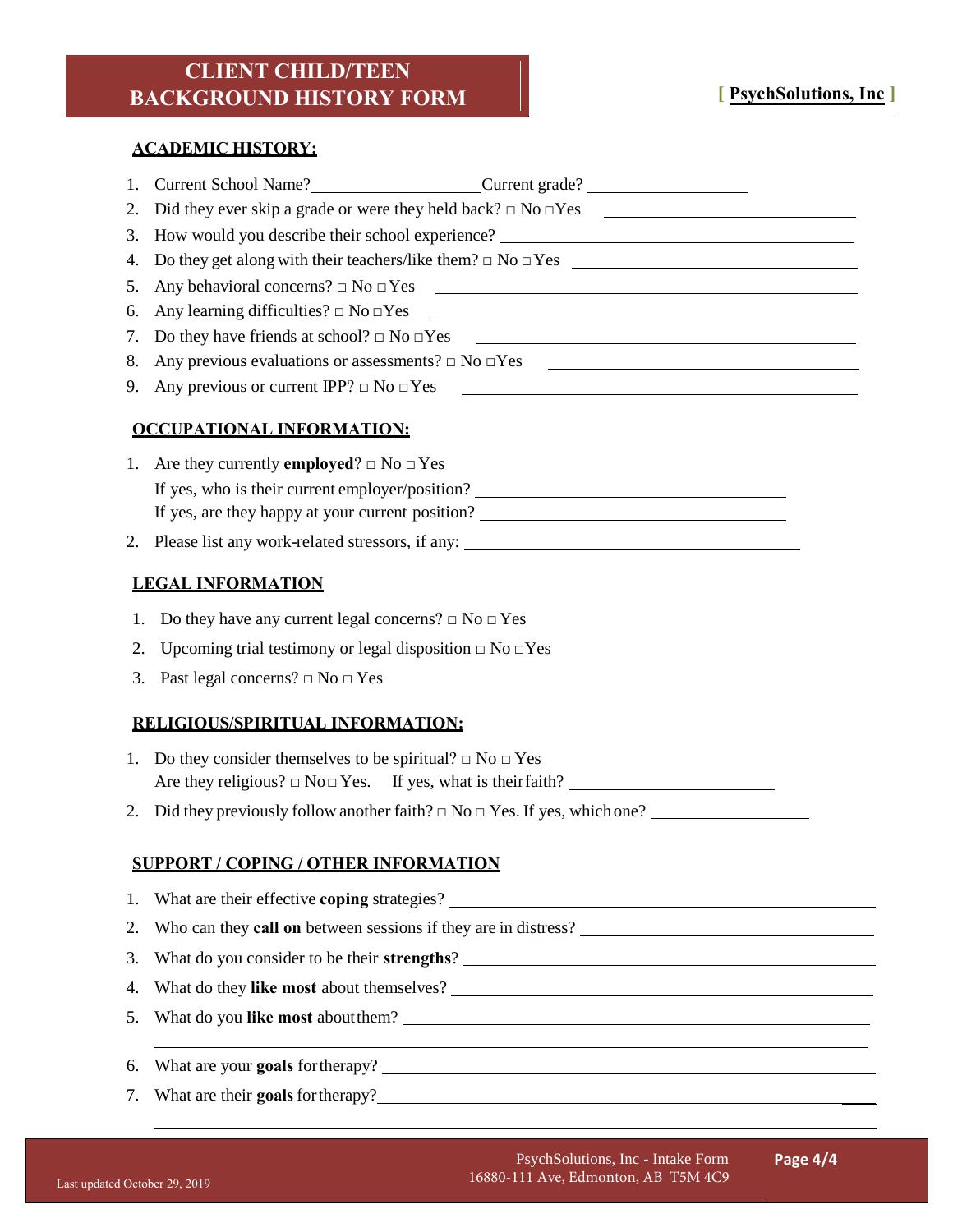# CLIENT CHILD/TEEN BACKGROUND HISTORY FORM

**[ PsychSolutions, Inc ]**

## ACADEMIC HISTORY:

1. Current School Name? ____________________ Current grade? ____________________
2. Did they ever skip a grade or were they held back? □ No □Yes ____________________
3. How would you describe their school experience? ____________________
4. Do they get along with their teachers/like them? □ No □Yes ____________________
5. Any behavioral concerns? □ No □Yes ____________________
6. Any learning difficulties? □ No □Yes ____________________
7. Do they have friends at school? □ No □Yes ____________________
8. Any previous evaluations or assessments? □ No □Yes ____________________
9. Any previous or current IPP? □ No □Yes ____________________

## OCCUPATIONAL INFORMATION:

1. Are they currently **employed**? □ No □ Yes
   If yes, who is their current employer/position? ____________________
   If yes, are they happy at your current position? ____________________
2. Please list any work-related stressors, if any: ____________________

## LEGAL INFORMATION

1. Do they have any current legal concerns? □ No □ Yes
2. Upcoming trial testimony or legal disposition □ No □Yes
3. Past legal concerns? □ No □ Yes

## RELIGIOUS/SPIRITUAL INFORMATION:

1. Do they consider themselves to be spiritual? □ No □ Yes
   Are they religious? □ No □ Yes. If yes, what is their faith? ____________________
2. Did they previously follow another faith? □ No □ Yes. If yes, which one? ____________________

## SUPPORT / COPING / OTHER INFORMATION

1. What are their effective **coping** strategies? ____________________
2. Who can they **call on** between sessions if they are in distress? ____________________
3. What do you consider to be their **strengths**? ____________________
4. What do they **like most** about themselves? ____________________
5. What do you **like most** about them? ____________________
   ____________________
6. What are your **goals** for therapy? ____________________
7. What are their **goals** for therapy? ____________________
   ____________________

Last updated October 29, 2019

PsychSolutions, Inc - Intake Form
16880-111 Ave, Edmonton, AB T5M 4C9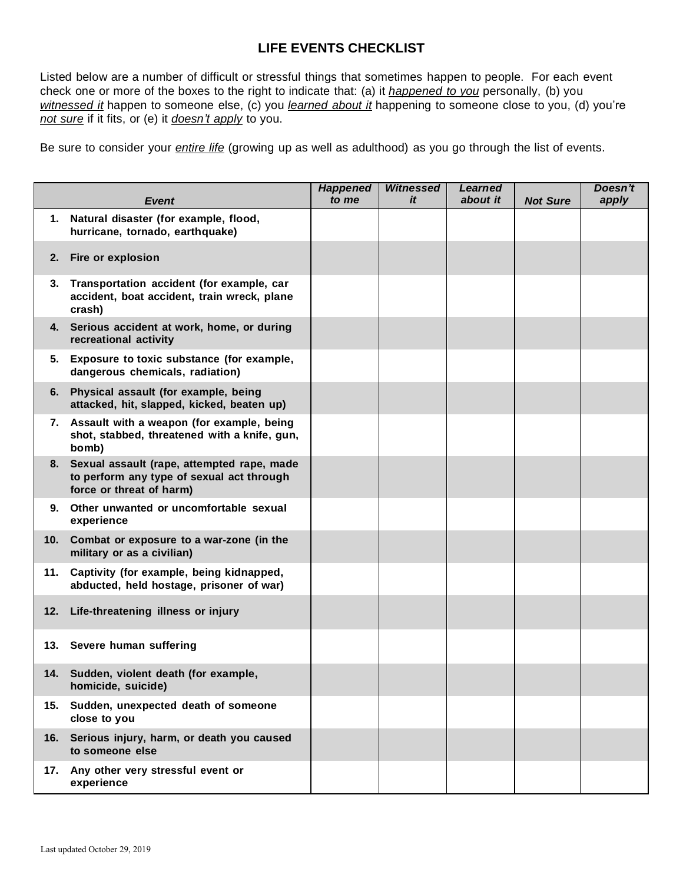# LIFE EVENTS CHECKLIST

Listed below are a number of difficult or stressful things that sometimes happen to people. For each event check one or more of the boxes to the right to indicate that: (a) it *happened to you* personally, (b) you *witnessed it* happen to someone else, (c) you *learned about it* happening to someone close to you, (d) you're *not sure* if it fits, or (e) it *doesn't apply* to you.

Be sure to consider your *entire life* (growing up as well as adulthood) as you go through the list of events.

| *Event* | *Happened to me* | *Witnessed it* | *Learned about it* | *Not Sure* | *Doesn't apply* |
|---|---|---|---|---|---|
| **1. Natural disaster (for example, flood, hurricane, tornado, earthquake)** | | | | | |
| **2. Fire or explosion** | | | | | |
| **3. Transportation accident (for example, car accident, boat accident, train wreck, plane crash)** | | | | | |
| **4. Serious accident at work, home, or during recreational activity** | | | | | |
| **5. Exposure to toxic substance (for example, dangerous chemicals, radiation)** | | | | | |
| **6. Physical assault (for example, being attacked, hit, slapped, kicked, beaten up)** | | | | | |
| **7. Assault with a weapon (for example, being shot, stabbed, threatened with a knife, gun, bomb)** | | | | | |
| **8. Sexual assault (rape, attempted rape, made to perform any type of sexual act through force or threat of harm)** | | | | | |
| **9. Other unwanted or uncomfortable sexual experience** | | | | | |
| **10. Combat or exposure to a war-zone (in the military or as a civilian)** | | | | | |
| **11. Captivity (for example, being kidnapped, abducted, held hostage, prisoner of war)** | | | | | |
| **12. Life-threatening illness or injury** | | | | | |
| **13. Severe human suffering** | | | | | |
| **14. Sudden, violent death (for example, homicide, suicide)** | | | | | |
| **15. Sudden, unexpected death of someone close to you** | | | | | |
| **16. Serious injury, harm, or death you caused to someone else** | | | | | |
| **17. Any other very stressful event or experience** | | | | | |

Last updated October 29, 2019